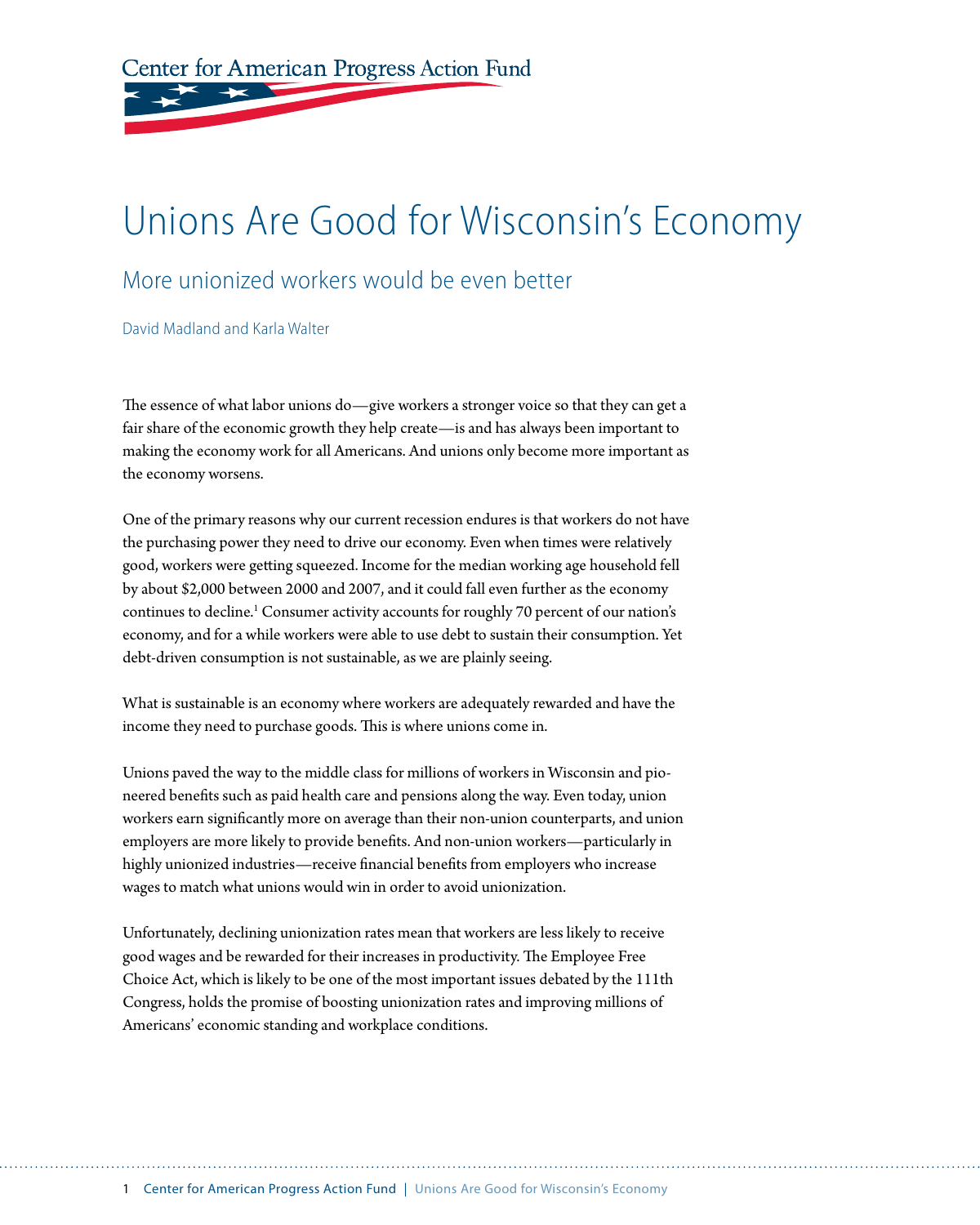Center for American Progress Action Fund

# Unions Are Good for Wisconsin's Economy

## More unionized workers would be even better

David Madland and Karla Walter

The essence of what labor unions do—give workers a stronger voice so that they can get a fair share of the economic growth they help create—is and has always been important to making the economy work for all Americans. And unions only become more important as the economy worsens.

One of the primary reasons why our current recession endures is that workers do not have the purchasing power they need to drive our economy. Even when times were relatively good, workers were getting squeezed. Income for the median working age household fell by about $2,000 between 2000 and 2007, and it could fall even further as the economy continues to decline.[1] Consumer activity accounts for roughly 70 percent of our nation's economy, and for a while workers were able to use debt to sustain their consumption. Yet debt-driven consumption is not sustainable, as we are plainly seeing.

What is sustainable is an economy where workers are adequately rewarded and have the income they need to purchase goods. This is where unions come in.

Unions paved the way to the middle class for millions of workers in Wisconsin and pioneered benefits such as paid health care and pensions along the way. Even today, union workers earn significantly more on average than their non-union counterparts, and union employers are more likely to provide benefits. And non-union workers—particularly in highly unionized industries—receive financial benefits from employers who increase wages to match what unions would win in order to avoid unionization.

Unfortunately, declining unionization rates mean that workers are less likely to receive good wages and be rewarded for their increases in productivity. The Employee Free Choice Act, which is likely to be one of the most important issues debated by the 111th Congress, holds the promise of boosting unionization rates and improving millions of Americans' economic standing and workplace conditions.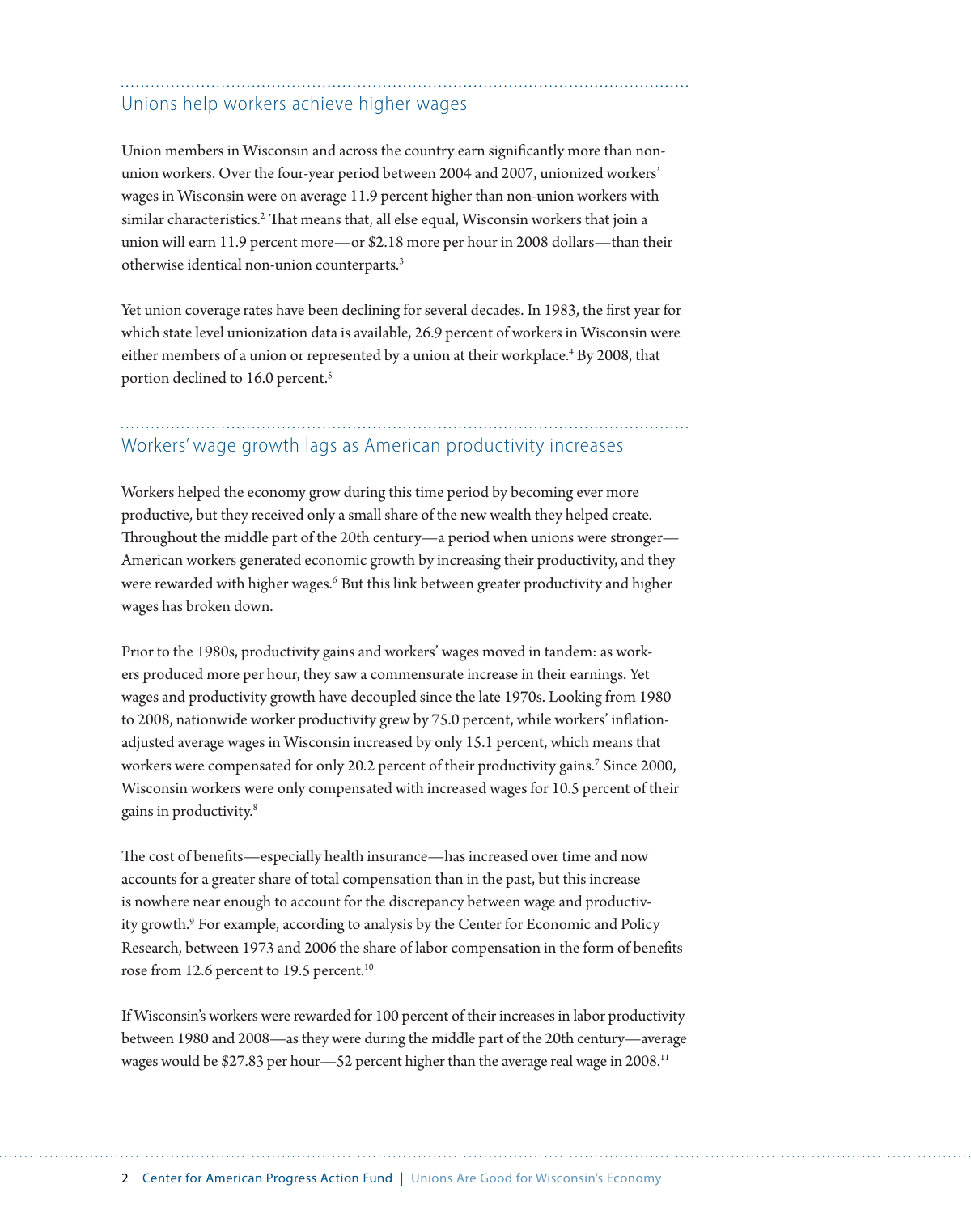## Unions help workers achieve higher wages

Union members in Wisconsin and across the country earn significantly more than non-union workers. Over the four-year period between 2004 and 2007, unionized workers' wages in Wisconsin were on average 11.9 percent higher than non-union workers with similar characteristics.[2] That means that, all else equal, Wisconsin workers that join a union will earn 11.9 percent more—or $2.18 more per hour in 2008 dollars—than their otherwise identical non-union counterparts.[3]

Yet union coverage rates have been declining for several decades. In 1983, the first year for which state level unionization data is available, 26.9 percent of workers in Wisconsin were either members of a union or represented by a union at their workplace.[4] By 2008, that portion declined to 16.0 percent.[5]

## Workers' wage growth lags as American productivity increases

Workers helped the economy grow during this time period by becoming ever more productive, but they received only a small share of the new wealth they helped create. Throughout the middle part of the 20th century—a period when unions were stronger—American workers generated economic growth by increasing their productivity, and they were rewarded with higher wages.[6] But this link between greater productivity and higher wages has broken down.

Prior to the 1980s, productivity gains and workers' wages moved in tandem: as workers produced more per hour, they saw a commensurate increase in their earnings. Yet wages and productivity growth have decoupled since the late 1970s. Looking from 1980 to 2008, nationwide worker productivity grew by 75.0 percent, while workers' inflation-adjusted average wages in Wisconsin increased by only 15.1 percent, which means that workers were compensated for only 20.2 percent of their productivity gains.[7] Since 2000, Wisconsin workers were only compensated with increased wages for 10.5 percent of their gains in productivity.[8]

The cost of benefits—especially health insurance—has increased over time and now accounts for a greater share of total compensation than in the past, but this increase is nowhere near enough to account for the discrepancy between wage and productivity growth.[9] For example, according to analysis by the Center for Economic and Policy Research, between 1973 and 2006 the share of labor compensation in the form of benefits rose from 12.6 percent to 19.5 percent.[10]

If Wisconsin's workers were rewarded for 100 percent of their increases in labor productivity between 1980 and 2008—as they were during the middle part of the 20th century—average wages would be $27.83 per hour—52 percent higher than the average real wage in 2008.[11]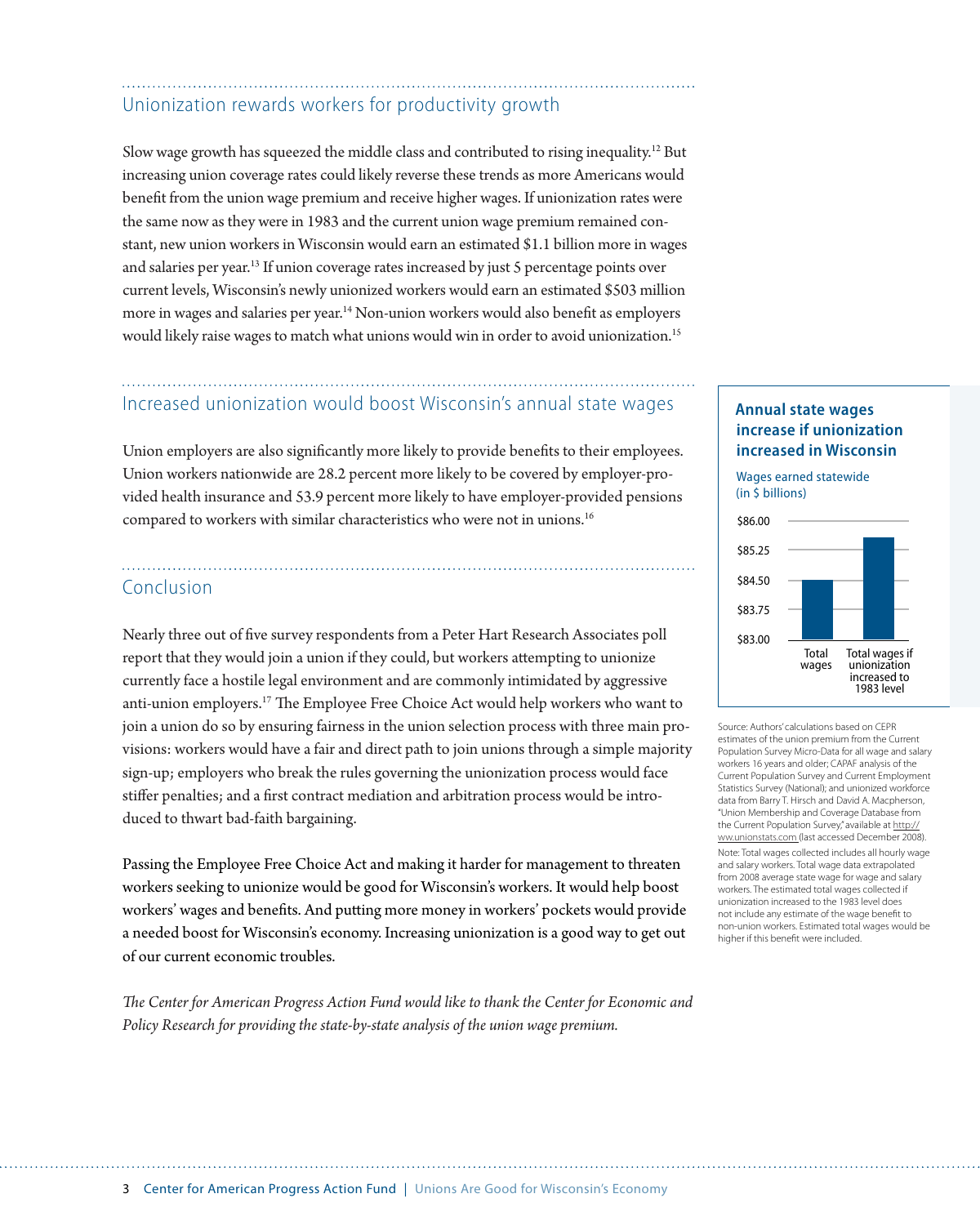## Unionization rewards workers for productivity growth

Slow wage growth has squeezed the middle class and contributed to rising inequality.[12] But increasing union coverage rates could likely reverse these trends as more Americans would benefit from the union wage premium and receive higher wages. If unionization rates were the same now as they were in 1983 and the current union wage premium remained constant, new union workers in Wisconsin would earn an estimated $1.1 billion more in wages and salaries per year.[13] If union coverage rates increased by just 5 percentage points over current levels, Wisconsin's newly unionized workers would earn an estimated $503 million more in wages and salaries per year.[14] Non-union workers would also benefit as employers would likely raise wages to match what unions would win in order to avoid unionization.[15]

## Increased unionization would boost Wisconsin's annual state wages

Union employers are also significantly more likely to provide benefits to their employees. Union workers nationwide are 28.2 percent more likely to be covered by employer-provided health insurance and 53.9 percent more likely to have employer-provided pensions compared to workers with similar characteristics who were not in unions.[16]

**Annual state wages increase if unionization increased in Wisconsin**

Wages earned statewide (in $ billions)

Chart axis: $83.00, $83.75, $84.50, $85.25, $86.00. Bars: Total wages; Total wages if unionization increased to 1983 level

Source: Authors' calculations based on CEPR estimates of the union premium from the Current Population Survey Micro-Data for all wage and salary workers 16 years and older; CAPAF analysis of the Current Population Survey and Current Employment Statistics Survey (National); and unionized workforce data from Barry T. Hirsch and David A. Macpherson, "Union Membership and Coverage Database from the Current Population Survey," available at http://ww.unionstats.com (last accessed December 2008).

Note: Total wages collected includes all hourly wage and salary workers. Total wage data extrapolated from 2008 average state wage for wage and salary workers. The estimated total wages collected if unionization increased to the 1983 level does not include any estimate of the wage benefit to non-union workers. Estimated total wages would be higher if this benefit were included.

## Conclusion

Nearly three out of five survey respondents from a Peter Hart Research Associates poll report that they would join a union if they could, but workers attempting to unionize currently face a hostile legal environment and are commonly intimidated by aggressive anti-union employers.[17] The Employee Free Choice Act would help workers who want to join a union do so by ensuring fairness in the union selection process with three main provisions: workers would have a fair and direct path to join unions through a simple majority sign-up; employers who break the rules governing the unionization process would face stiffer penalties; and a first contract mediation and arbitration process would be introduced to thwart bad-faith bargaining.

Passing the Employee Free Choice Act and making it harder for management to threaten workers seeking to unionize would be good for Wisconsin's workers. It would help boost workers' wages and benefits. And putting more money in workers' pockets would provide a needed boost for Wisconsin's economy. Increasing unionization is a good way to get out of our current economic troubles.

*The Center for American Progress Action Fund would like to thank the Center for Economic and Policy Research for providing the state-by-state analysis of the union wage premium.*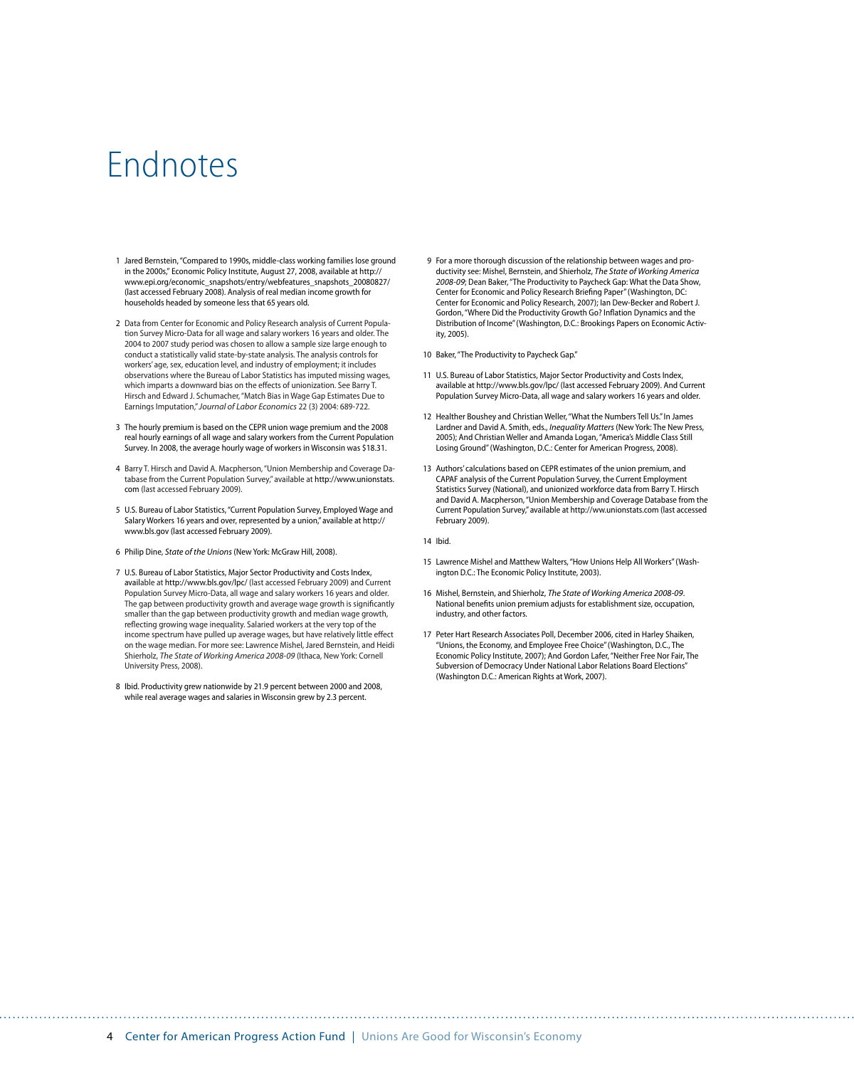# Endnotes

1. Jared Bernstein, "Compared to 1990s, middle-class working families lose ground in the 2000s," Economic Policy Institute, August 27, 2008, available at http://www.epi.org/economic_snapshots/entry/webfeatures_snapshots_20080827/ (last accessed February 2008). Analysis of real median income growth for households headed by someone less that 65 years old.

2. Data from Center for Economic and Policy Research analysis of Current Population Survey Micro-Data for all wage and salary workers 16 years and older. The 2004 to 2007 study period was chosen to allow a sample size large enough to conduct a statistically valid state-by-state analysis. The analysis controls for workers' age, sex, education level, and industry of employment; it includes observations where the Bureau of Labor Statistics has imputed missing wages, which imparts a downward bias on the effects of unionization. See Barry T. Hirsch and Edward J. Schumacher, "Match Bias in Wage Gap Estimates Due to Earnings Imputation," *Journal of Labor Economics* 22 (3) 2004: 689-722.

3. The hourly premium is based on the CEPR union wage premium and the 2008 real hourly earnings of all wage and salary workers from the Current Population Survey. In 2008, the average hourly wage of workers in Wisconsin was $18.31.

4. Barry T. Hirsch and David A. Macpherson, "Union Membership and Coverage Database from the Current Population Survey," available at http://www.unionstats.com (last accessed February 2009).

5. U.S. Bureau of Labor Statistics, "Current Population Survey, Employed Wage and Salary Workers 16 years and over, represented by a union," available at http://www.bls.gov (last accessed February 2009).

6. Philip Dine, *State of the Unions* (New York: McGraw Hill, 2008).

7. U.S. Bureau of Labor Statistics, Major Sector Productivity and Costs Index, available at http://www.bls.gov/lpc/ (last accessed February 2009) and Current Population Survey Micro-Data, all wage and salary workers 16 years and older. The gap between productivity growth and average wage growth is significantly smaller than the gap between productivity growth and median wage growth, reflecting growing wage inequality. Salaried workers at the very top of the income spectrum have pulled up average wages, but have relatively little effect on the wage median. For more see: Lawrence Mishel, Jared Bernstein, and Heidi Shierholz, *The State of Working America 2008-09* (Ithaca, New York: Cornell University Press, 2008).

8. Ibid. Productivity grew nationwide by 21.9 percent between 2000 and 2008, while real average wages and salaries in Wisconsin grew by 2.3 percent.

9. For a more thorough discussion of the relationship between wages and productivity see: Mishel, Bernstein, and Shierholz, *The State of Working America 2008-09*; Dean Baker, "The Productivity to Paycheck Gap: What the Data Show, Center for Economic and Policy Research Briefing Paper" (Washington, DC: Center for Economic and Policy Research, 2007); Ian Dew-Becker and Robert J. Gordon, "Where Did the Productivity Growth Go? Inflation Dynamics and the Distribution of Income" (Washington, D.C.: Brookings Papers on Economic Activity, 2005).

10. Baker, "The Productivity to Paycheck Gap."

11. U.S. Bureau of Labor Statistics, Major Sector Productivity and Costs Index, available at http://www.bls.gov/lpc/ (last accessed February 2009). And Current Population Survey Micro-Data, all wage and salary workers 16 years and older.

12. Healther Boushey and Christian Weller, "What the Numbers Tell Us." In James Lardner and David A. Smith, eds., *Inequality Matters* (New York: The New Press, 2005); And Christian Weller and Amanda Logan, "America's Middle Class Still Losing Ground" (Washington, D.C.: Center for American Progress, 2008).

13. Authors' calculations based on CEPR estimates of the union premium, and CAPAF analysis of the Current Population Survey, the Current Employment Statistics Survey (National), and unionized workforce data from Barry T. Hirsch and David A. Macpherson, "Union Membership and Coverage Database from the Current Population Survey," available at http://ww.unionstats.com (last accessed February 2009).

14. Ibid.

15. Lawrence Mishel and Matthew Walters, "How Unions Help All Workers" (Washington D.C.: The Economic Policy Institute, 2003).

16. Mishel, Bernstein, and Shierholz, *The State of Working America 2008-09*. National benefits union premium adjusts for establishment size, occupation, industry, and other factors.

17. Peter Hart Research Associates Poll, December 2006, cited in Harley Shaiken, "Unions, the Economy, and Employee Free Choice" (Washington, D.C., The Economic Policy Institute, 2007); And Gordon Lafer, "Neither Free Nor Fair, The Subversion of Democracy Under National Labor Relations Board Elections" (Washington D.C.: American Rights at Work, 2007).